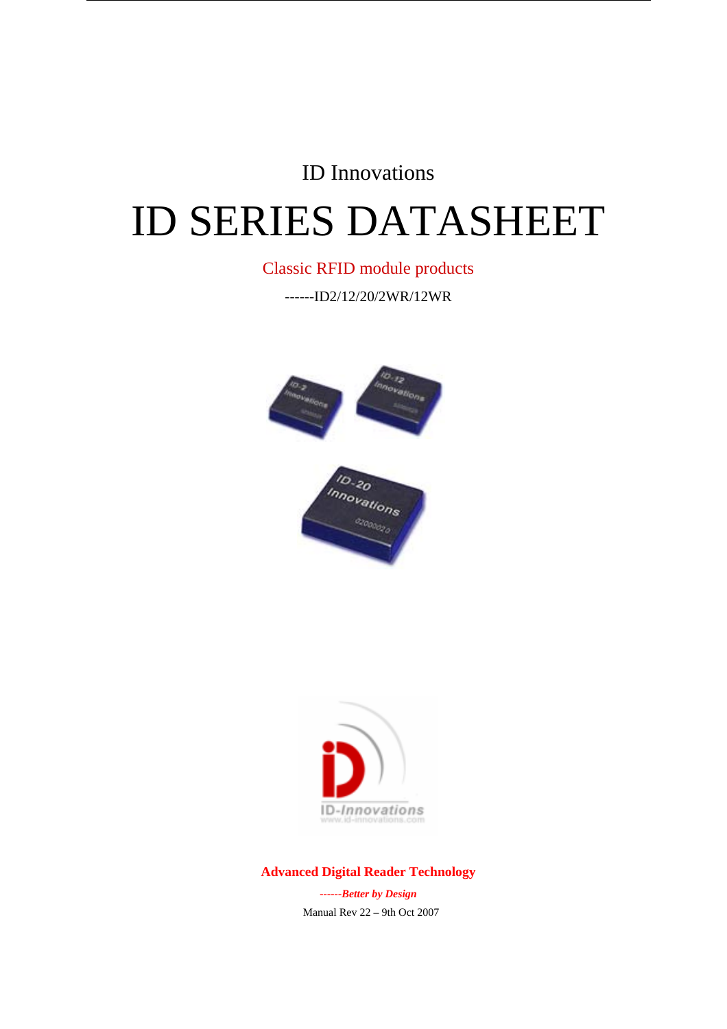ID Innovations

# ID SERIES DATASHEET

Classic RFID module products

------ID2/12/20/2WR/12WR

**Advanced Digital Reader Technology**

***------Better by Design***

Manual Rev 22 – 9th Oct 2007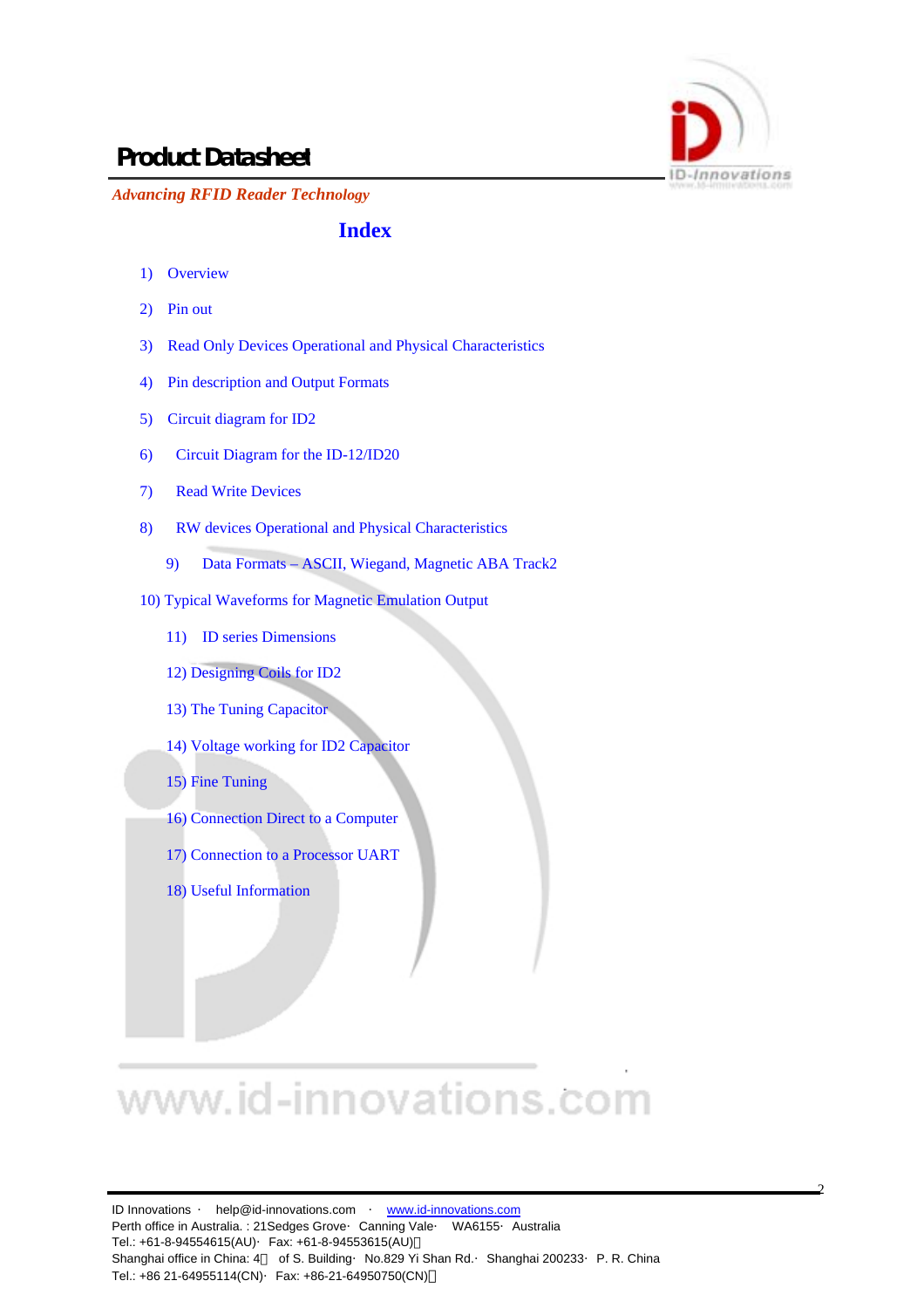# Index

1) Overview
2) Pin out
3) Read Only Devices Operational and Physical Characteristics
4) Pin description and Output Formats
5) Circuit diagram for ID2
6) Circuit Diagram for the ID-12/ID20
7) Read Write Devices
8) RW devices Operational and Physical Characteristics
9) Data Formats – ASCII, Wiegand, Magnetic ABA Track2
10) Typical Waveforms for Magnetic Emulation Output
11) ID series Dimensions
12) Designing Coils for ID2
13) The Tuning Capacitor
14) Voltage working for ID2 Capacitor
15) Fine Tuning
16) Connection Direct to a Computer
17) Connection to a Processor UART
18) Useful Information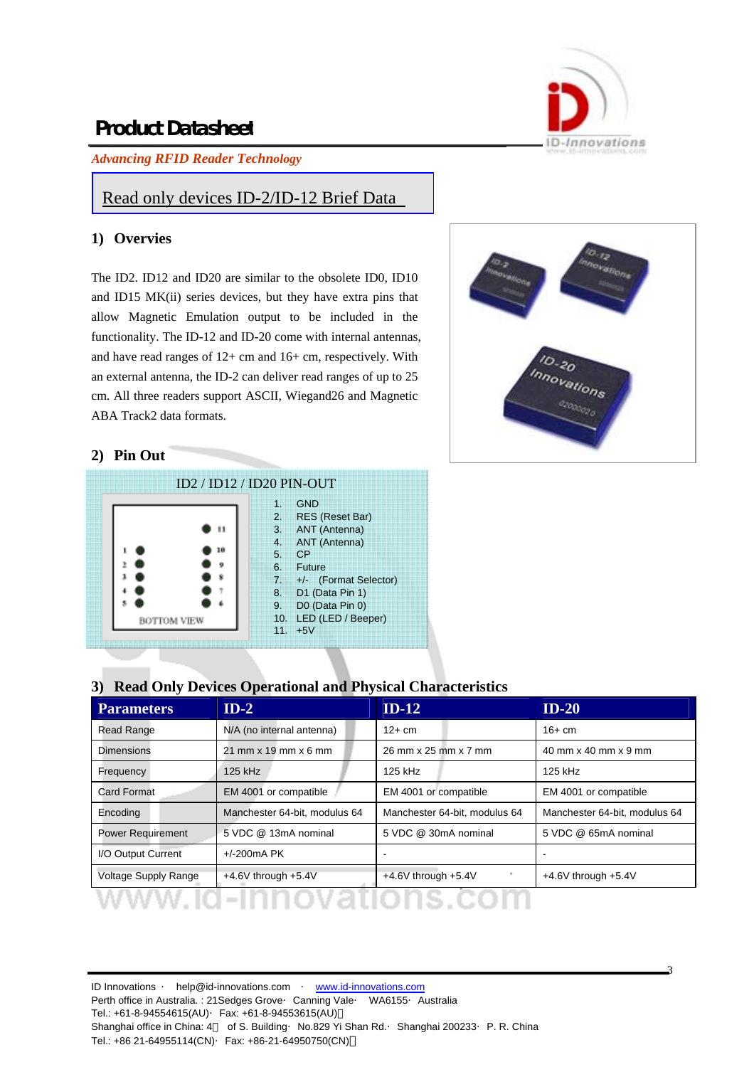# Product Datasheet

*Advancing RFID Reader Technology*

Read only devices ID-2/ID-12 Brief Data

## 1) Overvies

The ID2. ID12 and ID20 are similar to the obsolete ID0, ID10 and ID15 MK(ii) series devices, but they have extra pins that allow Magnetic Emulation output to be included in the functionality. The ID-12 and ID-20 come with internal antennas, and have read ranges of 12+ cm and 16+ cm, respectively. With an external antenna, the ID-2 can deliver read ranges of up to 25 cm. All three readers support ASCII, Wiegand26 and Magnetic ABA Track2 data formats.

## 2) Pin Out

ID2 / ID12 / ID20 PIN-OUT

BOTTOM VIEW

1. GND
2. RES (Reset Bar)
3. ANT (Antenna)
4. ANT (Antenna)
5. CP
6. Future
7. +/- (Format Selector)
8. D1 (Data Pin 1)
9. D0 (Data Pin 0)
10. LED (LED / Beeper)
11. +5V

## 3) Read Only Devices Operational and Physical Characteristics

| Parameters | ID-2 | ID-12 | ID-20 |
|---|---|---|---|
| Read Range | N/A (no internal antenna) | 12+ cm | 16+ cm |
| Dimensions | 21 mm x 19 mm x 6 mm | 26 mm x 25 mm x 7 mm | 40 mm x 40 mm x 9 mm |
| Frequency | 125 kHz | 125 kHz | 125 kHz |
| Card Format | EM 4001 or compatible | EM 4001 or compatible | EM 4001 or compatible |
| Encoding | Manchester 64-bit, modulus 64 | Manchester 64-bit, modulus 64 | Manchester 64-bit, modulus 64 |
| Power Requirement | 5 VDC @ 13mA nominal | 5 VDC @ 30mA nominal | 5 VDC @ 65mA nominal |
| I/O Output Current | +/-200mA PK | - | - |
| Voltage Supply Range | +4.6V through +5.4V | +4.6V through +5.4V | +4.6V through +5.4V |

ID Innovations · help@id-innovations.com · www.id-innovations.com
Perth office in Australia. : 21Sedges Grove· Canning Vale· WA6155· Australia
Tel.: +61-8-94554615(AU)· Fax: +61-8-94553615(AU)
Shanghai office in China: 4 of S. Building· No.829 Yi Shan Rd.· Shanghai 200233· P. R. China
Tel.: +86 21-64955114(CN)· Fax: +86-21-64950750(CN)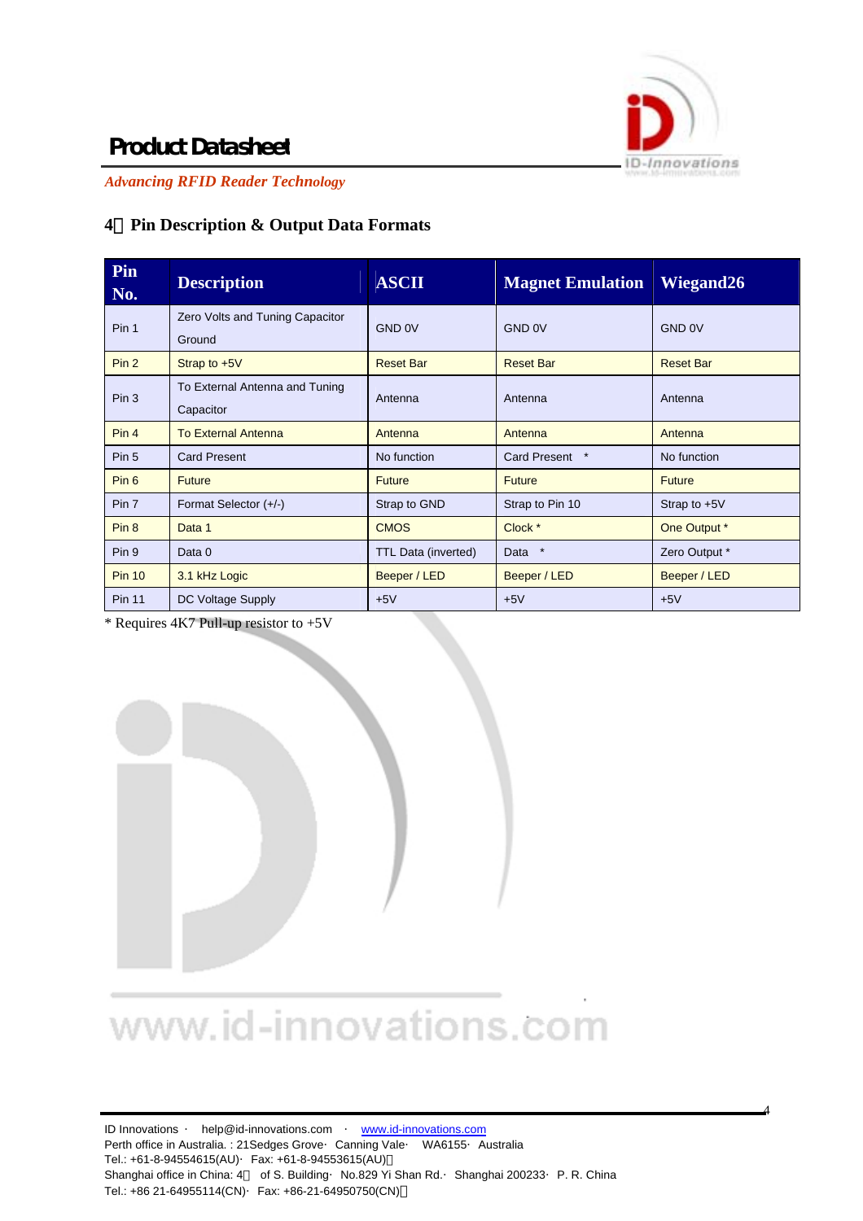## 4 Pin Description & Output Data Formats

| Pin No. | Description | ASCII | Magnet Emulation | Wiegand26 |
|---|---|---|---|---|
| Pin 1 | Zero Volts and Tuning Capacitor Ground | GND 0V | GND 0V | GND 0V |
| Pin 2 | Strap to +5V | Reset Bar | Reset Bar | Reset Bar |
| Pin 3 | To External Antenna and Tuning Capacitor | Antenna | Antenna | Antenna |
| Pin 4 | To External Antenna | Antenna | Antenna | Antenna |
| Pin 5 | Card Present | No function | Card Present * | No function |
| Pin 6 | Future | Future | Future | Future |
| Pin 7 | Format Selector (+/-) | Strap to GND | Strap to Pin 10 | Strap to +5V |
| Pin 8 | Data 1 | CMOS | Clock * | One Output * |
| Pin 9 | Data 0 | TTL Data (inverted) | Data * | Zero Output * |
| Pin 10 | 3.1 kHz Logic | Beeper / LED | Beeper / LED | Beeper / LED |
| Pin 11 | DC Voltage Supply | +5V | +5V | +5V |

* Requires 4K7 Pull-up resistor to +5V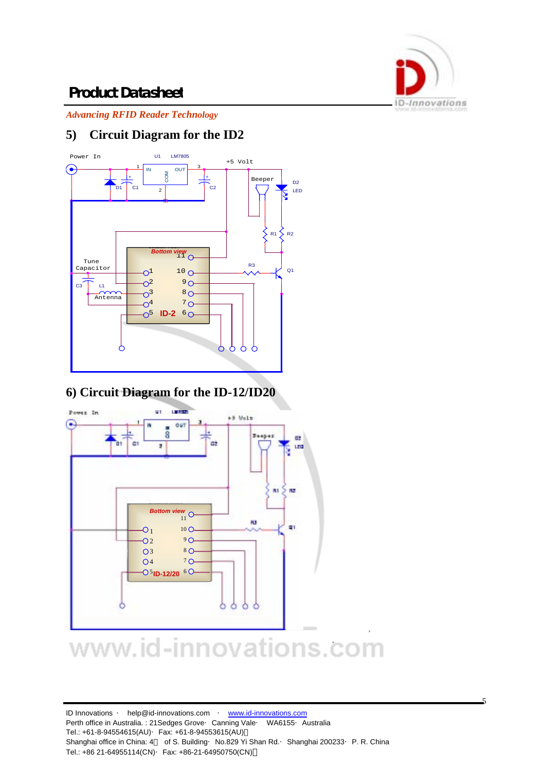*Advancing RFID Reader Technology*

## 5) Circuit Diagram for the ID2

Power In U1 LM7805 +5 Volt

IN COM OUT

D1 C1 C2

Beeper D2 LED

R1 R2

Bottom view

Tune Capacitor

C3 L1 Antenna

R3 Q1

ID-2

## 6) Circuit Diagram for the ID-12/ID20

Power In U1 LM7805 +5 Volt

Beeper D2 LED

R1 R2

Bottom view

R3 Q1

ID-12/20

www.id-innovations.com

ID Innovations · help@id-innovations.com · www.id-innovations.com
Perth office in Australia. : 21Sedges Grove· Canning Vale· WA6155· Australia
Tel.: +61-8-94554615(AU)· Fax: +61-8-94553615(AU)
Shanghai office in China: 4 of S. Building· No.829 Yi Shan Rd.· Shanghai 200233· P. R. China
Tel.: +86 21-64955114(CN)· Fax: +86-21-64950750(CN)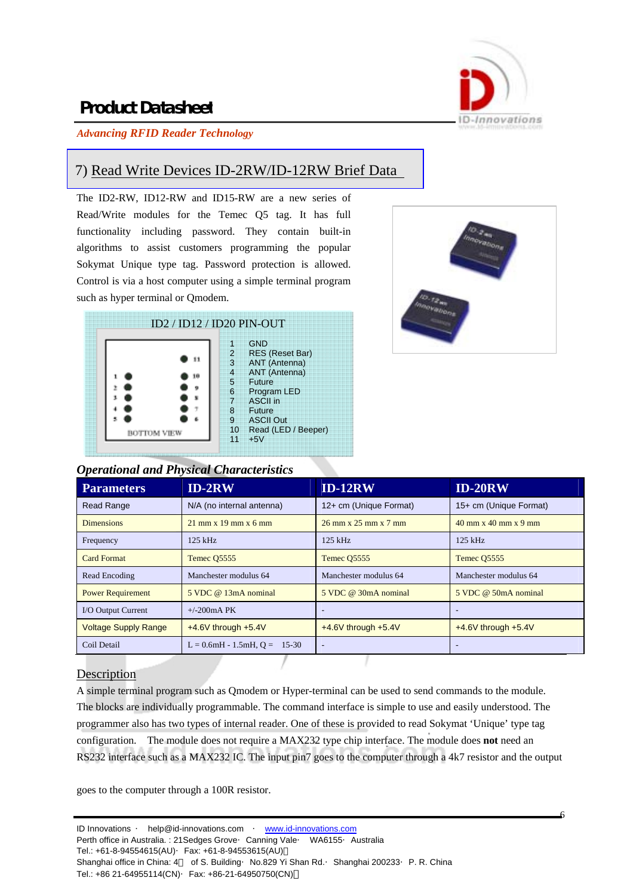**Product Datasheet**

*Advancing RFID Reader Technology*

## 7) Read Write Devices ID-2RW/ID-12RW Brief Data

The ID2-RW, ID12-RW and ID15-RW are a new series of Read/Write modules for the Temec Q5 tag. It has full functionality including password. They contain built-in algorithms to assist customers programming the popular Sokymat Unique type tag. Password protection is allowed. Control is via a host computer using a simple terminal program such as hyper terminal or Qmodem.

**ID2 / ID12 / ID20 PIN-OUT**

| Pin | Function |
|---|---|
| 1 | GND |
| 2 | RES (Reset Bar) |
| 3 | ANT (Antenna) |
| 4 | ANT (Antenna) |
| 5 | Future |
| 6 | Program LED |
| 7 | ASCII in |
| 8 | Future |
| 9 | ASCII Out |
| 10 | Read (LED / Beeper) |
| 11 | +5V |

BOTTOM VIEW

### *Operational and Physical Characteristics*

| Parameters | ID-2RW | ID-12RW | ID-20RW |
|---|---|---|---|
| Read Range | N/A (no internal antenna) | 12+ cm (Unique Format) | 15+ cm (Unique Format) |
| Dimensions | 21 mm x 19 mm x 6 mm | 26 mm x 25 mm x 7 mm | 40 mm x 40 mm x 9 mm |
| Frequency | 125 kHz | 125 kHz | 125 kHz |
| Card Format | Temec Q5555 | Temec Q5555 | Temec Q5555 |
| Read Encoding | Manchester modulus 64 | Manchester modulus 64 | Manchester modulus 64 |
| Power Requirement | 5 VDC @ 13mA nominal | 5 VDC @ 30mA nominal | 5 VDC @ 50mA nominal |
| I/O Output Current | +/-200mA PK | - | - |
| Voltage Supply Range | +4.6V through +5.4V | +4.6V through +5.4V | +4.6V through +5.4V |
| Coil Detail | L = 0.6mH - 1.5mH, Q = 15-30 | - | - |

## Description

A simple terminal program such as Qmodem or Hyper-terminal can be used to send commands to the module. The blocks are individually programmable. The command interface is simple to use and easily understood. The programmer also has two types of internal reader. One of these is provided to read Sokymat 'Unique' type tag configuration. The module does not require a MAX232 type chip interface. The module does **not** need an RS232 interface such as a MAX232 IC. The input pin7 goes to the computer through a 4k7 resistor and the output goes to the computer through a 100R resistor.

ID Innovations · help@id-innovations.com · www.id-innovations.com
Perth office in Australia. : 21Sedges Grove· Canning Vale· WA6155· Australia
Tel.: +61-8-94554615(AU)· Fax: +61-8-94553615(AU)
Shanghai office in China: 4 of S. Building· No.829 Yi Shan Rd.· Shanghai 200233· P. R. China
Tel.: +86 21-64955114(CN)· Fax: +86-21-64950750(CN)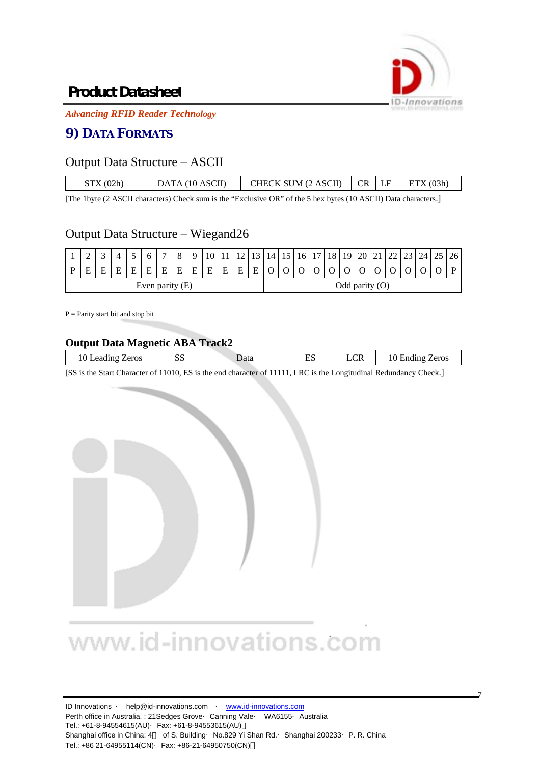## 9) Data Formats

### Output Data Structure – ASCII

| STX (02h) | DATA (10 ASCII) | CHECK SUM (2 ASCII) | CR | LF | ETX (03h) |
|---|---|---|---|---|---|

[The 1byte (2 ASCII characters) Check sum is the "Exclusive OR" of the 5 hex bytes (10 ASCII) Data characters.]

### Output Data Structure – Wiegand26

| 1 | 2 | 3 | 4 | 5 | 6 | 7 | 8 | 9 | 10 | 11 | 12 | 13 | 14 | 15 | 16 | 17 | 18 | 19 | 20 | 21 | 22 | 23 | 24 | 25 | 26 |
|---|---|---|---|---|---|---|---|---|---|---|---|---|---|---|---|---|---|---|---|---|---|---|---|---|---|
| P | E | E | E | E | E | E | E | E | E | E | E | E | O | O | O | O | O | O | O | O | O | O | O | O | P |
| Even parity (E) | | | | | | | | | | | | | Odd parity (O) | | | | | | | | | | | | |

P = Parity start bit and stop bit

### Output Data Magnetic ABA Track2

| 10 Leading Zeros | SS | Data | ES | LCR | 10 Ending Zeros |
|---|---|---|---|---|---|

[SS is the Start Character of 11010, ES is the end character of 11111, LRC is the Longitudinal Redundancy Check.]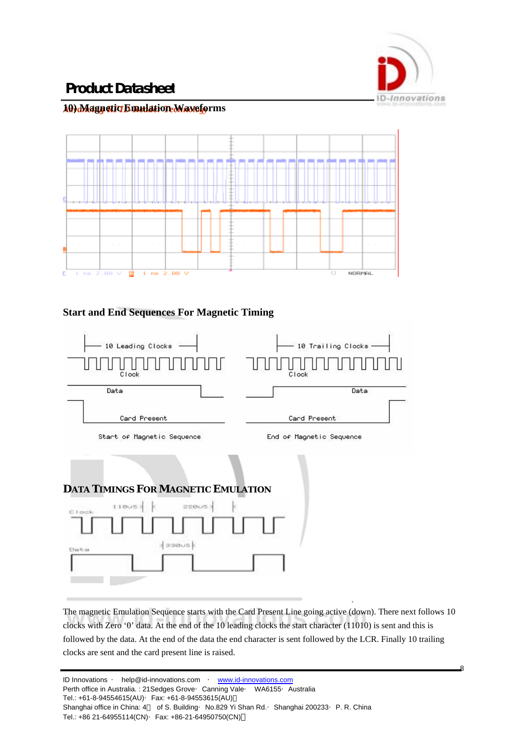## 10) Magnetic Emulation Waveforms

### Start and End Sequences For Magnetic Timing

### DATA TIMINGS FOR MAGNETIC EMULATION

The magnetic Emulation Sequence starts with the Card Present Line going active (down). There next follows 10 clocks with Zero '0' data. At the end of the 10 leading clocks the start character (11010) is sent and this is followed by the data. At the end of the data the end character is sent followed by the LCR. Finally 10 trailing clocks are sent and the card present line is raised.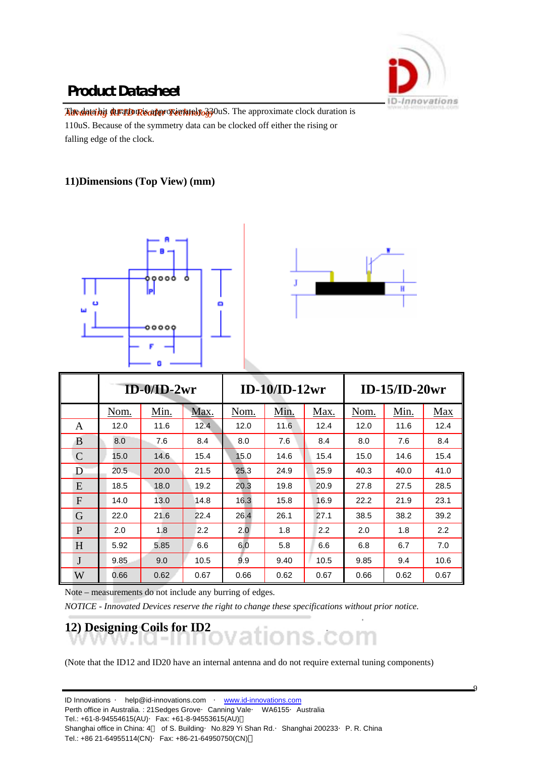The data bit duration is approximately 330uS. The approximate clock duration is 110uS. Because of the symmetry data can be clocked off either the rising or falling edge of the clock.

### 11)Dimensions (Top View) (mm)

| | ID-0/ID-2wr | | | ID-10/ID-12wr | | | ID-15/ID-20wr | | |
|---|---|---|---|---|---|---|---|---|---|
| | Nom. | Min. | Max. | Nom. | Min. | Max. | Nom. | Min. | Max |
| A | 12.0 | 11.6 | 12.4 | 12.0 | 11.6 | 12.4 | 12.0 | 11.6 | 12.4 |
| B | 8.0 | 7.6 | 8.4 | 8.0 | 7.6 | 8.4 | 8.0 | 7.6 | 8.4 |
| C | 15.0 | 14.6 | 15.4 | 15.0 | 14.6 | 15.4 | 15.0 | 14.6 | 15.4 |
| D | 20.5 | 20.0 | 21.5 | 25.3 | 24.9 | 25.9 | 40.3 | 40.0 | 41.0 |
| E | 18.5 | 18.0 | 19.2 | 20.3 | 19.8 | 20.9 | 27.8 | 27.5 | 28.5 |
| F | 14.0 | 13.0 | 14.8 | 16.3 | 15.8 | 16.9 | 22.2 | 21.9 | 23.1 |
| G | 22.0 | 21.6 | 22.4 | 26.4 | 26.1 | 27.1 | 38.5 | 38.2 | 39.2 |
| P | 2.0 | 1.8 | 2.2 | 2.0 | 1.8 | 2.2 | 2.0 | 1.8 | 2.2 |
| H | 5.92 | 5.85 | 6.6 | 6.0 | 5.8 | 6.6 | 6.8 | 6.7 | 7.0 |
| J | 9.85 | 9.0 | 10.5 | 9.9 | 9.40 | 10.5 | 9.85 | 9.4 | 10.6 |
| W | 0.66 | 0.62 | 0.67 | 0.66 | 0.62 | 0.67 | 0.66 | 0.62 | 0.67 |

Note – measurements do not include any burring of edges.

*NOTICE - Innovated Devices reserve the right to change these specifications without prior notice.*

### 12) Designing Coils for ID2

(Note that the ID12 and ID20 have an internal antenna and do not require external tuning components)

ID Innovations · help@id-innovations.com · www.id-innovations.com
Perth office in Australia. : 21Sedges Grove· Canning Vale· WA6155· Australia
Tel.: +61-8-94554615(AU)· Fax: +61-8-94553615(AU)
Shanghai office in China: 4 of S. Building· No.829 Yi Shan Rd.· Shanghai 200233· P. R. China
Tel.: +86 21-64955114(CN)· Fax: +86-21-64950750(CN)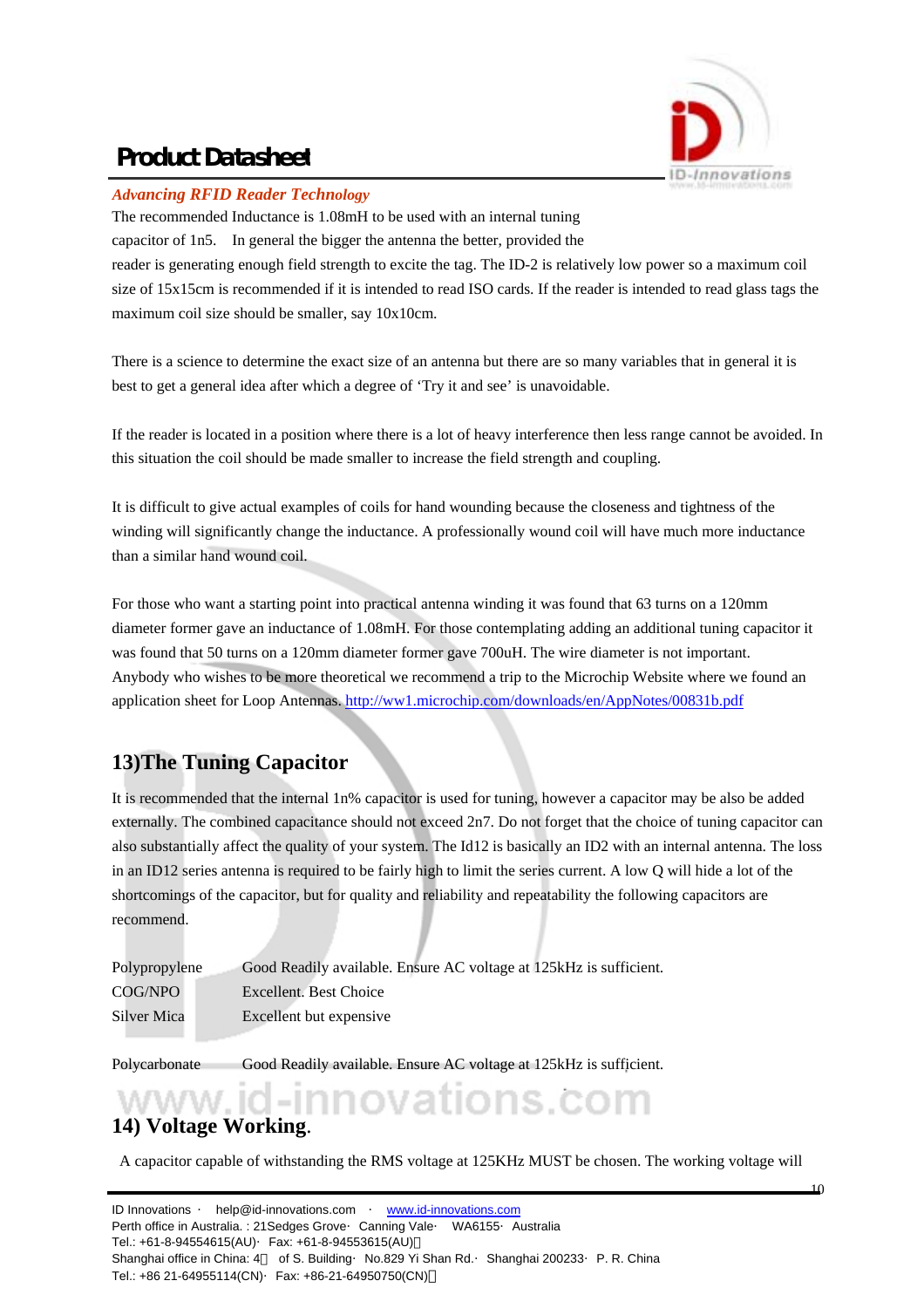The recommended Inductance is 1.08mH to be used with an internal tuning capacitor of 1n5. In general the bigger the antenna the better, provided the reader is generating enough field strength to excite the tag. The ID-2 is relatively low power so a maximum coil size of 15x15cm is recommended if it is intended to read ISO cards. If the reader is intended to read glass tags the maximum coil size should be smaller, say 10x10cm.

There is a science to determine the exact size of an antenna but there are so many variables that in general it is best to get a general idea after which a degree of 'Try it and see' is unavoidable.

If the reader is located in a position where there is a lot of heavy interference then less range cannot be avoided. In this situation the coil should be made smaller to increase the field strength and coupling.

It is difficult to give actual examples of coils for hand wounding because the closeness and tightness of the winding will significantly change the inductance. A professionally wound coil will have much more inductance than a similar hand wound coil.

For those who want a starting point into practical antenna winding it was found that 63 turns on a 120mm diameter former gave an inductance of 1.08mH. For those contemplating adding an additional tuning capacitor it was found that 50 turns on a 120mm diameter former gave 700uH. The wire diameter is not important. Anybody who wishes to be more theoretical we recommend a trip to the Microchip Website where we found an application sheet for Loop Antennas. http://ww1.microchip.com/downloads/en/AppNotes/00831b.pdf

## 13)The Tuning Capacitor

It is recommended that the internal 1n% capacitor is used for tuning, however a capacitor may be also be added externally. The combined capacitance should not exceed 2n7. Do not forget that the choice of tuning capacitor can also substantially affect the quality of your system. The Id12 is basically an ID2 with an internal antenna. The loss in an ID12 series antenna is required to be fairly high to limit the series current. A low Q will hide a lot of the shortcomings of the capacitor, but for quality and reliability and repeatability the following capacitors are recommend.

| | |
|---|---|
| Polypropylene | Good Readily available. Ensure AC voltage at 125kHz is sufficient. |
| COG/NPO | Excellent. Best Choice |
| Silver Mica | Excellent but expensive |
| Polycarbonate | Good Readily available. Ensure AC voltage at 125kHz is sufficient. |

## 14) Voltage Working.

A capacitor capable of withstanding the RMS voltage at 125KHz MUST be chosen. The working voltage will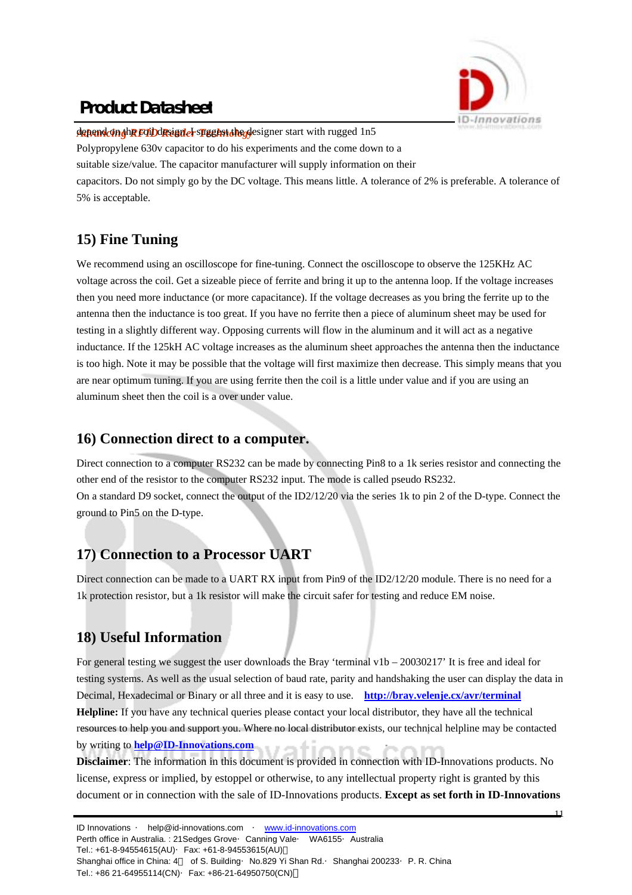depend on the coil design. I suggest the designer start with rugged 1n5 Polypropylene 630v capacitor to do his experiments and the come down to a suitable size/value. The capacitor manufacturer will supply information on their capacitors. Do not simply go by the DC voltage. This means little. A tolerance of 2% is preferable. A tolerance of 5% is acceptable.

## 15) Fine Tuning

We recommend using an oscilloscope for fine-tuning. Connect the oscilloscope to observe the 125KHz AC voltage across the coil. Get a sizeable piece of ferrite and bring it up to the antenna loop. If the voltage increases then you need more inductance (or more capacitance). If the voltage decreases as you bring the ferrite up to the antenna then the inductance is too great. If you have no ferrite then a piece of aluminum sheet may be used for testing in a slightly different way. Opposing currents will flow in the aluminum and it will act as a negative inductance. If the 125kH AC voltage increases as the aluminum sheet approaches the antenna then the inductance is too high. Note it may be possible that the voltage will first maximize then decrease. This simply means that you are near optimum tuning. If you are using ferrite then the coil is a little under value and if you are using an aluminum sheet then the coil is a over under value.

## 16) Connection direct to a computer.

Direct connection to a computer RS232 can be made by connecting Pin8 to a 1k series resistor and connecting the other end of the resistor to the computer RS232 input. The mode is called pseudo RS232.
On a standard D9 socket, connect the output of the ID2/12/20 via the series 1k to pin 2 of the D-type. Connect the ground to Pin5 on the D-type.

## 17) Connection to a Processor UART

Direct connection can be made to a UART RX input from Pin9 of the ID2/12/20 module. There is no need for a 1k protection resistor, but a 1k resistor will make the circuit safer for testing and reduce EM noise.

## 18) Useful Information

For general testing we suggest the user downloads the Bray 'terminal v1b – 20030217' It is free and ideal for testing systems. As well as the usual selection of baud rate, parity and handshaking the user can display the data in Decimal, Hexadecimal or Binary or all three and it is easy to use. **http://bray.velenje.cx/avr/terminal**

**Helpline:** If you have any technical queries please contact your local distributor, they have all the technical resources to help you and support you. Where no local distributor exists, our technical helpline may be contacted by writing to **help@ID-Innovations.com**

**Disclaimer**: The information in this document is provided in connection with ID-Innovations products. No license, express or implied, by estoppel or otherwise, to any intellectual property right is granted by this document or in connection with the sale of ID-Innovations products. **Except as set forth in ID-Innovations**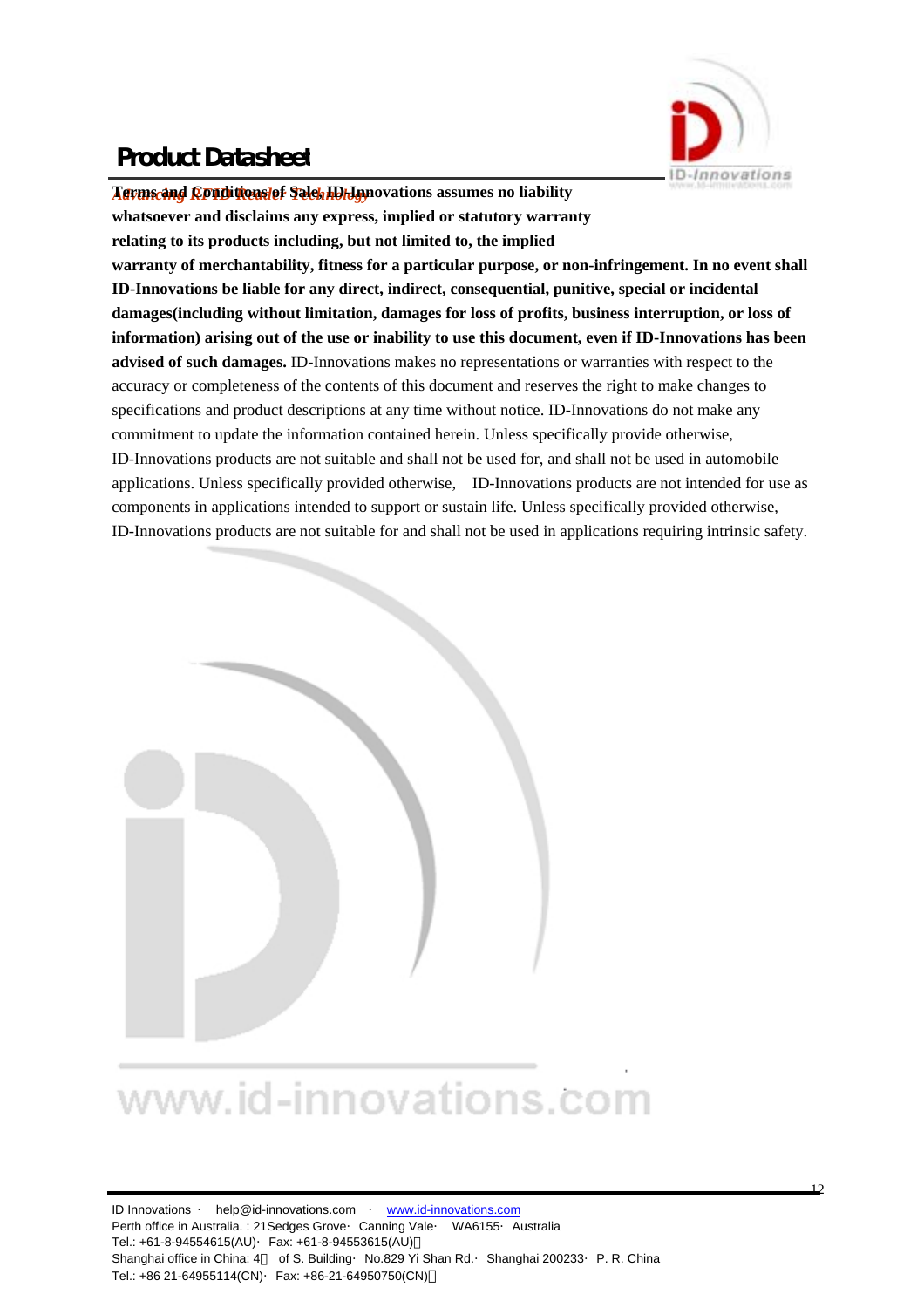**Terms and Conditions of Sale: ID-Innovations assumes no liability whatsoever and disclaims any express, implied or statutory warranty relating to its products including, but not limited to, the implied warranty of merchantability, fitness for a particular purpose, or non-infringement. In no event shall ID-Innovations be liable for any direct, indirect, consequential, punitive, special or incidental damages(including without limitation, damages for loss of profits, business interruption, or loss of information) arising out of the use or inability to use this document, even if ID-Innovations has been advised of such damages.** ID-Innovations makes no representations or warranties with respect to the accuracy or completeness of the contents of this document and reserves the right to make changes to specifications and product descriptions at any time without notice. ID-Innovations do not make any commitment to update the information contained herein. Unless specifically provide otherwise, ID-Innovations products are not suitable and shall not be used for, and shall not be used in automobile applications. Unless specifically provided otherwise, ID-Innovations products are not intended for use as components in applications intended to support or sustain life. Unless specifically provided otherwise, ID-Innovations products are not suitable for and shall not be used in applications requiring intrinsic safety.

www.id-innovations.com